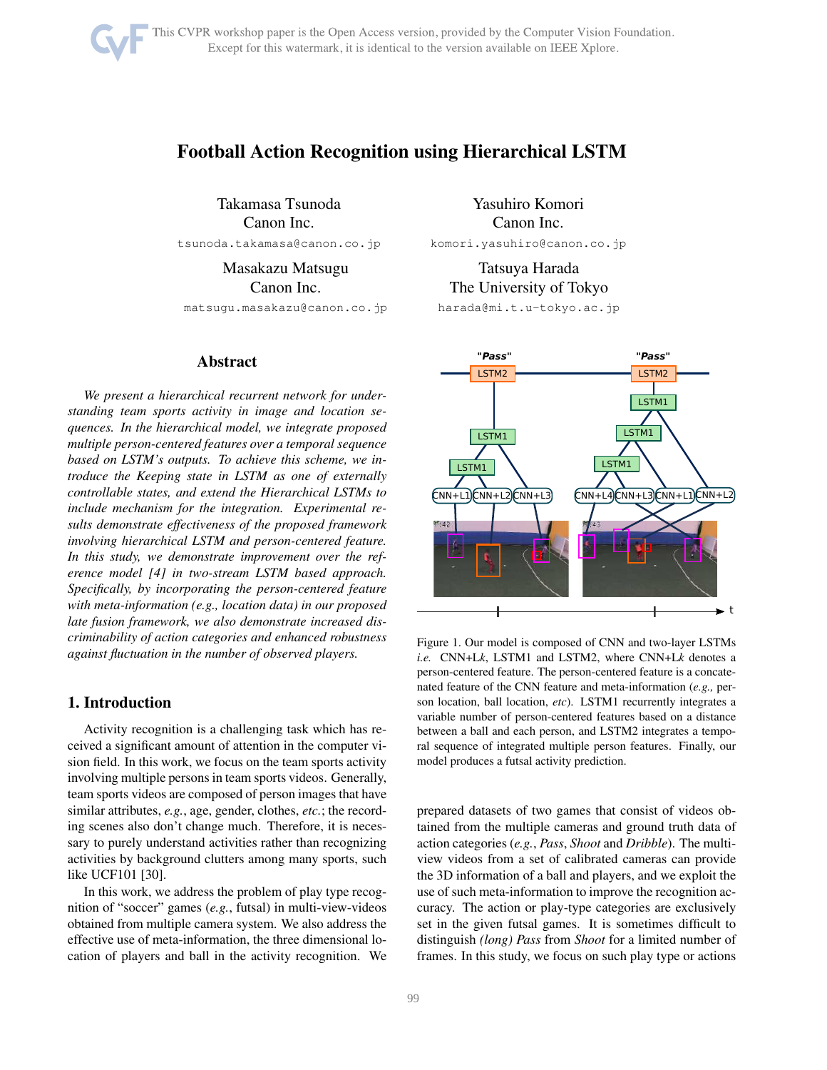# Football Action Recognition using Hierarchical LSTM

Takamasa Tsunoda
Canon Inc.
tsunoda.takamasa@canon.co.jp

Yasuhiro Komori
Canon Inc.
komori.yasuhiro@canon.co.jp

Masakazu Matsugu
Canon Inc.
matsugu.masakazu@canon.co.jp

Tatsuya Harada
The University of Tokyo
harada@mi.t.u-tokyo.ac.jp

## Abstract

*We present a hierarchical recurrent network for understanding team sports activity in image and location sequences. In the hierarchical model, we integrate proposed multiple person-centered features over a temporal sequence based on LSTM's outputs. To achieve this scheme, we introduce the Keeping state in LSTM as one of externally controllable states, and extend the Hierarchical LSTMs to include mechanism for the integration. Experimental results demonstrate effectiveness of the proposed framework involving hierarchical LSTM and person-centered feature. In this study, we demonstrate improvement over the reference model [4] in two-stream LSTM based approach. Specifically, by incorporating the person-centered feature with meta-information (e.g., location data) in our proposed late fusion framework, we also demonstrate increased discriminability of action categories and enhanced robustness against fluctuation in the number of observed players.*

## 1. Introduction

Activity recognition is a challenging task which has received a significant amount of attention in the computer vision field. In this work, we focus on the team sports activity involving multiple persons in team sports videos. Generally, team sports videos are composed of person images that have similar attributes, *e.g.*, age, gender, clothes, *etc.*; the recording scenes also don't change much. Therefore, it is necessary to purely understand activities rather than recognizing activities by background clutters among many sports, such like UCF101 [30].

In this work, we address the problem of play type recognition of "soccer" games (*e.g.*, futsal) in multi-view-videos obtained from multiple camera system. We also address the effective use of meta-information, the three dimensional location of players and ball in the activity recognition. We prepared datasets of two games that consist of videos obtained from the multiple cameras and ground truth data of action categories (*e.g.*, *Pass*, *Shoot* and *Dribble*). The multi-view videos from a set of calibrated cameras can provide the 3D information of a ball and players, and we exploit the use of such meta-information to improve the recognition accuracy. The action or play-type categories are exclusively set in the given futsal games. It is sometimes difficult to distinguish *(long) Pass* from *Shoot* for a limited number of frames. In this study, we focus on such play type or actions

Figure 1. Our model is composed of CNN and two-layer LSTMs *i.e.* CNN+L$k$, LSTM1 and LSTM2, where CNN+L$k$ denotes a person-centered feature. The person-centered feature is a concatenated feature of the CNN feature and meta-information (*e.g.,* person location, ball location, *etc*). LSTM1 recurrently integrates a variable number of person-centered features based on a distance between a ball and each person, and LSTM2 integrates a temporal sequence of integrated multiple person features. Finally, our model produces a futsal activity prediction.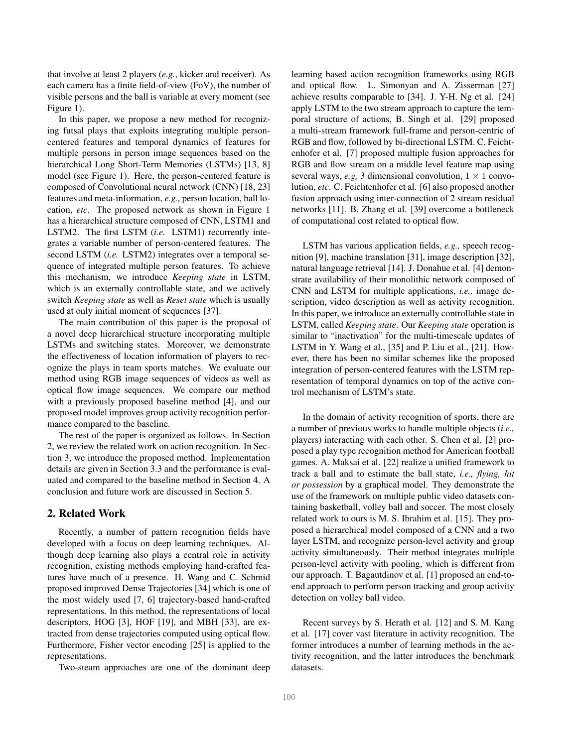that involve at least 2 players (*e.g.*, kicker and receiver). As each camera has a finite field-of-view (FoV), the number of visible persons and the ball is variable at every moment (see Figure 1).

In this paper, we propose a new method for recognizing futsal plays that exploits integrating multiple person-centered features and temporal dynamics of features for multiple persons in person image sequences based on the hierarchical Long Short-Term Memories (LSTMs) [13, 8] model (see Figure 1). Here, the person-centered feature is composed of Convolutional neural network (CNN) [18, 23] features and meta-information, *e.g.*, person location, ball location, *etc*. The proposed network as shown in Figure 1 has a hierarchical structure composed of CNN, LSTM1 and LSTM2. The first LSTM (*i.e.* LSTM1) recurrently integrates a variable number of person-centered features. The second LSTM (*i.e.* LSTM2) integrates over a temporal sequence of integrated multiple person features. To achieve this mechanism, we introduce *Keeping state* in LSTM, which is an externally controllable state, and we actively switch *Keeping state* as well as *Reset state* which is usually used at only initial moment of sequences [37].

The main contribution of this paper is the proposal of a novel deep hierarchical structure incorporating multiple LSTMs and switching states. Moreover, we demonstrate the effectiveness of location information of players to recognize the plays in team sports matches. We evaluate our method using RGB image sequences of videos as well as optical flow image sequences. We compare our method with a previously proposed baseline method [4], and our proposed model improves group activity recognition performance compared to the baseline.

The rest of the paper is organized as follows. In Section 2, we review the related work on action recognition. In Section 3, we introduce the proposed method. Implementation details are given in Section 3.3 and the performance is evaluated and compared to the baseline method in Section 4. A conclusion and future work are discussed in Section 5.

## 2. Related Work

Recently, a number of pattern recognition fields have developed with a focus on deep learning techniques. Although deep learning also plays a central role in activity recognition, existing methods employing hand-crafted features have much of a presence. H. Wang and C. Schmid proposed improved Dense Trajectories [34] which is one of the most widely used [7, 6] trajectory-based hand-crafted representations. In this method, the representations of local descriptors, HOG [3], HOF [19], and MBH [33], are extracted from dense trajectories computed using optical flow. Furthermore, Fisher vector encoding [25] is applied to the representations.

Two-steam approaches are one of the dominant deep learning based action recognition frameworks using RGB and optical flow. L. Simonyan and A. Zisserman [27] achieve results comparable to [34]. J. Y-H. Ng et al. [24] apply LSTM to the two stream approach to capture the temporal structure of actions, B. Singh et al. [29] proposed a multi-stream framework full-frame and person-centric of RGB and flow, followed by bi-directional LSTM. C. Feichtenhofer et al. [7] proposed multiple fusion approaches for RGB and flow stream on a middle level feature map using several ways, *e.g,* 3 dimensional convolution, $1 \times 1$ convolution, *etc*. C. Feichtenhofer et al. [6] also proposed another fusion approach using inter-connection of 2 stream residual networks [11]. B. Zhang et al. [39] overcome a bottleneck of computational cost related to optical flow.

LSTM has various application fields, *e.g.,* speech recognition [9], machine translation [31], image description [32], natural language retrieval [14]. J. Donahue et al. [4] demonstrate availability of their monolithic network composed of CNN and LSTM for multiple applications, *i.e.,* image description, video description as well as activity recognition. In this paper, we introduce an externally controllable state in LSTM, called *Keeping state*. Our *Keeping state* operation is similar to "inactivation" for the multi-timescale updates of LSTM in Y. Wang et al., [35] and P. Liu et al., [21]. However, there has been no similar schemes like the proposed integration of person-centered features with the LSTM representation of temporal dynamics on top of the active control mechanism of LSTM's state.

In the domain of activity recognition of sports, there are a number of previous works to handle multiple objects (*i.e.,* players) interacting with each other. S. Chen et al. [2] proposed a play type recognition method for American football games. A. Maksai et al. [22] realize a unified framework to track a ball and to estimate the ball state, *i.e., flying, hit or possession* by a graphical model. They demonstrate the use of the framework on multiple public video datasets containing basketball, volley ball and soccer. The most closely related work to ours is M. S. Ibrahim et al. [15]. They proposed a hierarchical model composed of a CNN and a two layer LSTM, and recognize person-level activity and group activity simultaneously. Their method integrates multiple person-level activity with pooling, which is different from our approach. T. Bagautdinov et al. [1] proposed an end-to-end approach to perform person tracking and group activity detection on volley ball video.

Recent surveys by S. Herath et al. [12] and S. M. Kang et al. [17] cover vast literature in activity recognition. The former introduces a number of learning methods in the activity recognition, and the latter introduces the benchmark datasets.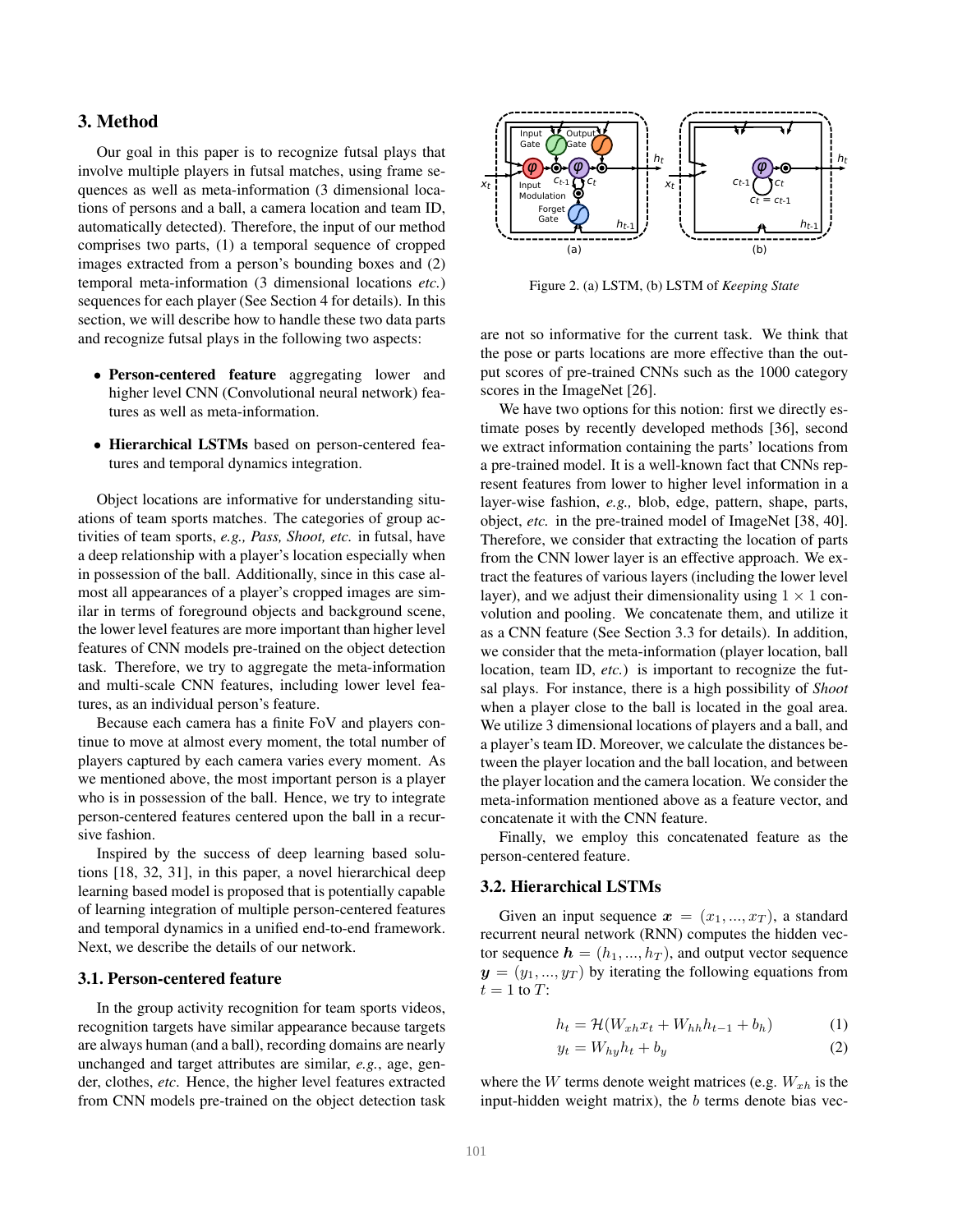## 3. Method

Our goal in this paper is to recognize futsal plays that involve multiple players in futsal matches, using frame sequences as well as meta-information (3 dimensional locations of persons and a ball, a camera location and team ID, automatically detected). Therefore, the input of our method comprises two parts, (1) a temporal sequence of cropped images extracted from a person's bounding boxes and (2) temporal meta-information (3 dimensional locations *etc.*) sequences for each player (See Section 4 for details). In this section, we will describe how to handle these two data parts and recognize futsal plays in the following two aspects:

- **Person-centered feature** aggregating lower and higher level CNN (Convolutional neural network) features as well as meta-information.
- **Hierarchical LSTMs** based on person-centered features and temporal dynamics integration.

Object locations are informative for understanding situations of team sports matches. The categories of group activities of team sports, *e.g., Pass, Shoot, etc.* in futsal, have a deep relationship with a player's location especially when in possession of the ball. Additionally, since in this case almost all appearances of a player's cropped images are similar in terms of foreground objects and background scene, the lower level features are more important than higher level features of CNN models pre-trained on the object detection task. Therefore, we try to aggregate the meta-information and multi-scale CNN features, including lower level features, as an individual person's feature.

Because each camera has a finite FoV and players continue to move at almost every moment, the total number of players captured by each camera varies every moment. As we mentioned above, the most important person is a player who is in possession of the ball. Hence, we try to integrate person-centered features centered upon the ball in a recursive fashion.

Inspired by the success of deep learning based solutions [18, 32, 31], in this paper, a novel hierarchical deep learning based model is proposed that is potentially capable of learning integration of multiple person-centered features and temporal dynamics in a unified end-to-end framework. Next, we describe the details of our network.

### 3.1. Person-centered feature

In the group activity recognition for team sports videos, recognition targets have similar appearance because targets are always human (and a ball), recording domains are nearly unchanged and target attributes are similar, *e.g.*, age, gender, clothes, *etc*. Hence, the higher level features extracted from CNN models pre-trained on the object detection task are not so informative for the current task. We think that the pose or parts locations are more effective than the output scores of pre-trained CNNs such as the 1000 category scores in the ImageNet [26].

Input Gate
Output Gate
$x_t$
$h_t$
$c_{t-1}$
$c_t$
Input Modulation
Forget Gate
$h_{t-1}$
(a)
$x_t$
$h_t$
$c_{t-1}$
$c_t$
$c_t = c_{t-1}$
$h_{t-1}$
(b)

Figure 2. (a) LSTM, (b) LSTM of *Keeping State*

We have two options for this notion: first we directly estimate poses by recently developed methods [36], second we extract information containing the parts' locations from a pre-trained model. It is a well-known fact that CNNs represent features from lower to higher level information in a layer-wise fashion, *e.g.,* blob, edge, pattern, shape, parts, object, *etc.* in the pre-trained model of ImageNet [38, 40]. Therefore, we consider that extracting the location of parts from the CNN lower layer is an effective approach. We extract the features of various layers (including the lower level layer), and we adjust their dimensionality using $1 \times 1$ convolution and pooling. We concatenate them, and utilize it as a CNN feature (See Section 3.3 for details). In addition, we consider that the meta-information (player location, ball location, team ID, *etc.*) is important to recognize the futsal plays. For instance, there is a high possibility of *Shoot* when a player close to the ball is located in the goal area. We utilize 3 dimensional locations of players and a ball, and a player's team ID. Moreover, we calculate the distances between the player location and the ball location, and between the player location and the camera location. We consider the meta-information mentioned above as a feature vector, and concatenate it with the CNN feature.

Finally, we employ this concatenated feature as the person-centered feature.

### 3.2. Hierarchical LSTMs

Given an input sequence $\boldsymbol{x} = (x_1, ..., x_T)$, a standard recurrent neural network (RNN) computes the hidden vector sequence $\boldsymbol{h} = (h_1, ..., h_T)$, and output vector sequence $\boldsymbol{y} = (y_1, ..., y_T)$ by iterating the following equations from $t = 1$ to $T$:

$$h_t = \mathcal{H}(W_{xh}x_t + W_{hh}h_{t-1} + b_h) \tag{1}$$

$$y_t = W_{hy}h_t + b_y \tag{2}$$

where the $W$ terms denote weight matrices (e.g. $W_{xh}$ is the input-hidden weight matrix), the $b$ terms denote bias vec-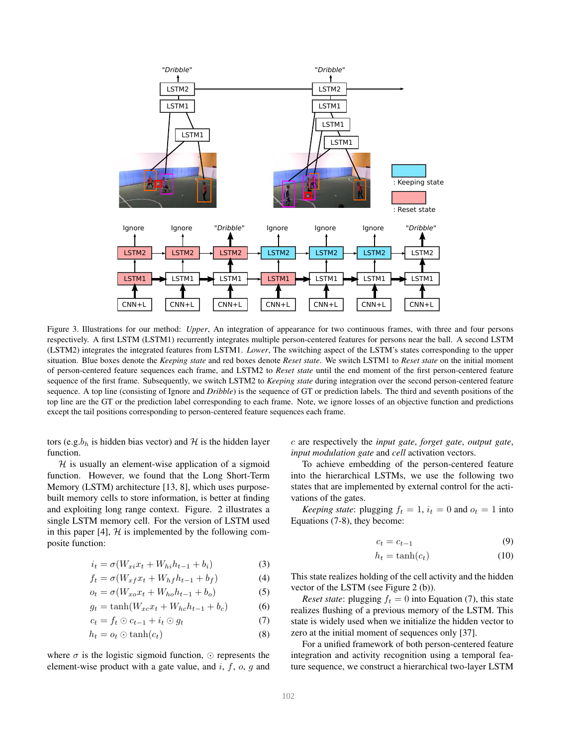Figure 3. Illustrations for our method: *Upper*, An integration of appearance for two continuous frames, with three and four persons respectively. A first LSTM (LSTM1) recurrently integrates multiple person-centered features for persons near the ball. A second LSTM (LSTM2) integrates the integrated features from LSTM1. *Lower*, The switching aspect of the LSTM's states corresponding to the upper situation. Blue boxes denote the *Keeping state* and red boxes denote *Reset state*. We switch LSTM1 to *Reset state* on the initial moment of person-centered feature sequences each frame, and LSTM2 to *Reset state* until the end moment of the first person-centered feature sequence of the first frame. Subsequently, we switch LSTM2 to *Keeping state* during integration over the second person-centered feature sequence. A top line (consisting of Ignore and *Dribble*) is the sequence of GT or prediction labels. The third and seventh positions of the top line are the GT or the prediction label corresponding to each frame. Note, we ignore losses of an objective function and predictions except the tail positions corresponding to person-centered feature sequences each frame.

tors (e.g.$b_h$ is hidden bias vector) and $\mathcal{H}$ is the hidden layer function.

$\mathcal{H}$ is usually an element-wise application of a sigmoid function. However, we found that the Long Short-Term Memory (LSTM) architecture [13, 8], which uses purpose-built memory cells to store information, is better at finding and exploiting long range context. Figure. 2 illustrates a single LSTM memory cell. For the version of LSTM used in this paper [4], $\mathcal{H}$ is implemented by the following composite function:

$$i_t = \sigma(W_{xi}x_t + W_{hi}h_{t-1} + b_i) \tag{3}$$

$$f_t = \sigma(W_{xf}x_t + W_{hf}h_{t-1} + b_f) \tag{4}$$

$$o_t = \sigma(W_{xo}x_t + W_{ho}h_{t-1} + b_o) \tag{5}$$

$$g_t = \tanh(W_{xc}x_t + W_{hc}h_{t-1} + b_c) \tag{6}$$

$$c_t = f_t \odot c_{t-1} + i_t \odot g_t \tag{7}$$

$$h_t = o_t \odot \tanh(c_t) \tag{8}$$

where $\sigma$ is the logistic sigmoid function, $\odot$ represents the element-wise product with a gate value, and $i$, $f$, $o$, $g$ and $c$ are respectively the *input gate*, *forget gate*, *output gate*, *input modulation gate* and *cell* activation vectors.

To achieve embedding of the person-centered feature into the hierarchical LSTMs, we use the following two states that are implemented by external control for the activations of the gates.

*Keeping state*: plugging $f_t = 1$, $i_t = 0$ and $o_t = 1$ into Equations (7-8), they become:

$$c_t = c_{t-1} \tag{9}$$

$$h_t = \tanh(c_t) \tag{10}$$

This state realizes holding of the cell activity and the hidden vector of the LSTM (see Figure 2 (b)).

*Reset state*: plugging $f_t = 0$ into Equation (7), this state realizes flushing of a previous memory of the LSTM. This state is widely used when we initialize the hidden vector to zero at the initial moment of sequences only [37].

For a unified framework of both person-centered feature integration and activity recognition using a temporal feature sequence, we construct a hierarchical two-layer LSTM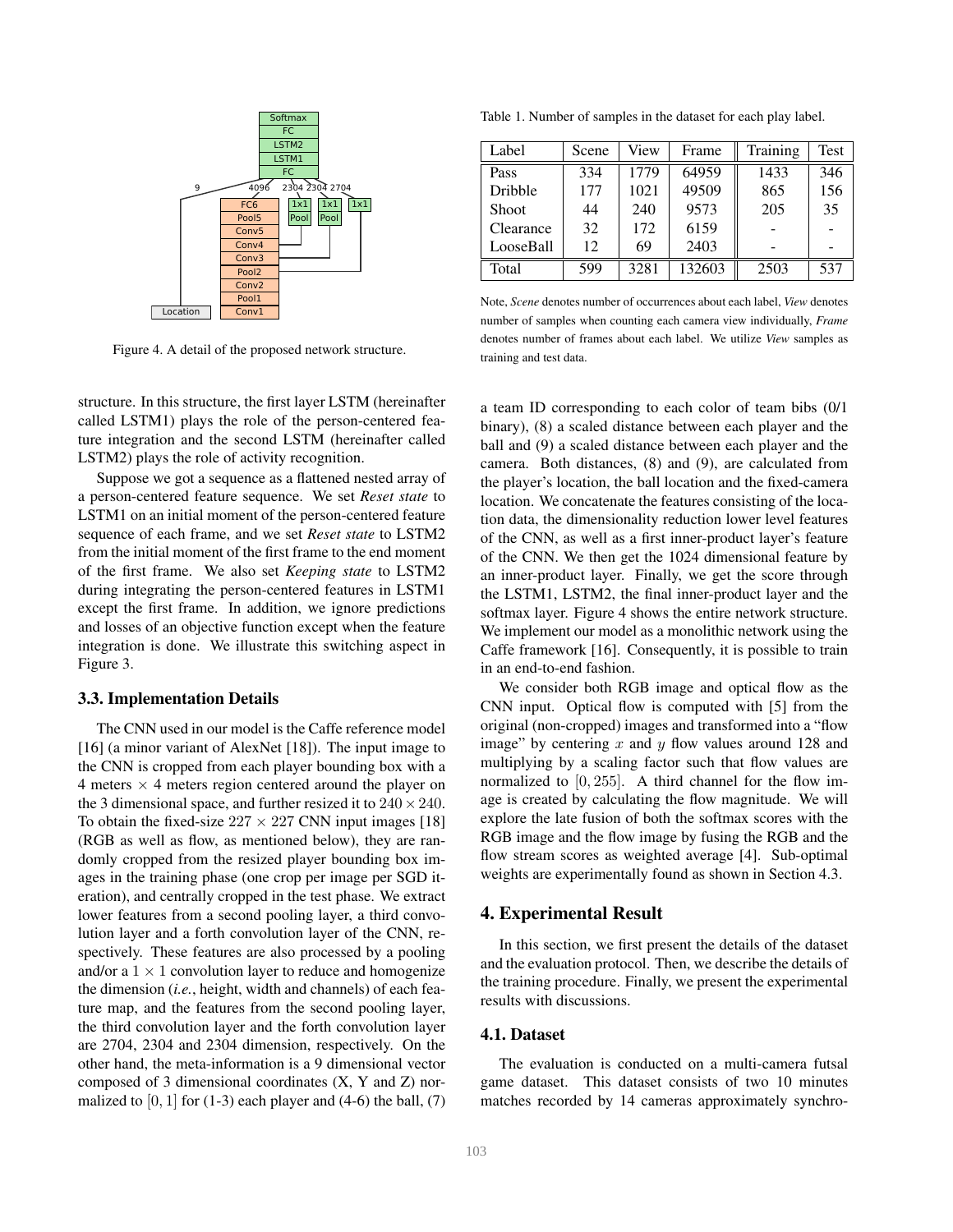Figure 4. A detail of the proposed network structure.

structure. In this structure, the first layer LSTM (hereinafter called LSTM1) plays the role of the person-centered feature integration and the second LSTM (hereinafter called LSTM2) plays the role of activity recognition.

Suppose we got a sequence as a flattened nested array of a person-centered feature sequence. We set *Reset state* to LSTM1 on an initial moment of the person-centered feature sequence of each frame, and we set *Reset state* to LSTM2 from the initial moment of the first frame to the end moment of the first frame. We also set *Keeping state* to LSTM2 during integrating the person-centered features in LSTM1 except the first frame. In addition, we ignore predictions and losses of an objective function except when the feature integration is done. We illustrate this switching aspect in Figure 3.

### 3.3. Implementation Details

The CNN used in our model is the Caffe reference model [16] (a minor variant of AlexNet [18]). The input image to the CNN is cropped from each player bounding box with a 4 meters $\times$ 4 meters region centered around the player on the 3 dimensional space, and further resized it to $240 \times 240$. To obtain the fixed-size $227 \times 227$ CNN input images [18] (RGB as well as flow, as mentioned below), they are randomly cropped from the resized player bounding box images in the training phase (one crop per image per SGD iteration), and centrally cropped in the test phase. We extract lower features from a second pooling layer, a third convolution layer and a forth convolution layer of the CNN, respectively. These features are also processed by a pooling and/or a $1 \times 1$ convolution layer to reduce and homogenize the dimension (*i.e.*, height, width and channels) of each feature map, and the features from the second pooling layer, the third convolution layer and the forth convolution layer are 2704, 2304 and 2304 dimension, respectively. On the other hand, the meta-information is a 9 dimensional vector composed of 3 dimensional coordinates (X, Y and Z) normalized to $[0, 1]$ for (1-3) each player and (4-6) the ball, (7) a team ID corresponding to each color of team bibs (0/1 binary), (8) a scaled distance between each player and the ball and (9) a scaled distance between each player and the camera. Both distances, (8) and (9), are calculated from the player's location, the ball location and the fixed-camera location. We concatenate the features consisting of the location data, the dimensionality reduction lower level features of the CNN, as well as a first inner-product layer's feature of the CNN. We then get the 1024 dimensional feature by an inner-product layer. Finally, we get the score through the LSTM1, LSTM2, the final inner-product layer and the softmax layer. Figure 4 shows the entire network structure. We implement our model as a monolithic network using the Caffe framework [16]. Consequently, it is possible to train in an end-to-end fashion.

We consider both RGB image and optical flow as the CNN input. Optical flow is computed with [5] from the original (non-cropped) images and transformed into a "flow image" by centering $x$ and $y$ flow values around 128 and multiplying by a scaling factor such that flow values are normalized to $[0, 255]$. A third channel for the flow image is created by calculating the flow magnitude. We will explore the late fusion of both the softmax scores with the RGB image and the flow image by fusing the RGB and the flow stream scores as weighted average [4]. Sub-optimal weights are experimentally found as shown in Section 4.3.

Table 1. Number of samples in the dataset for each play label.

| Label | Scene | View | Frame | Training | Test |
|---|---|---|---|---|---|
| Pass | 334 | 1779 | 64959 | 1433 | 346 |
| Dribble | 177 | 1021 | 49509 | 865 | 156 |
| Shoot | 44 | 240 | 9573 | 205 | 35 |
| Clearance | 32 | 172 | 6159 | - | - |
| LooseBall | 12 | 69 | 2403 | - | - |
| Total | 599 | 3281 | 132603 | 2503 | 537 |

Note, *Scene* denotes number of occurrences about each label, *View* denotes number of samples when counting each camera view individually, *Frame* denotes number of frames about each label. We utilize *View* samples as training and test data.

## 4. Experimental Result

In this section, we first present the details of the dataset and the evaluation protocol. Then, we describe the details of the training procedure. Finally, we present the experimental results with discussions.

### 4.1. Dataset

The evaluation is conducted on a multi-camera futsal game dataset. This dataset consists of two 10 minutes matches recorded by 14 cameras approximately synchro-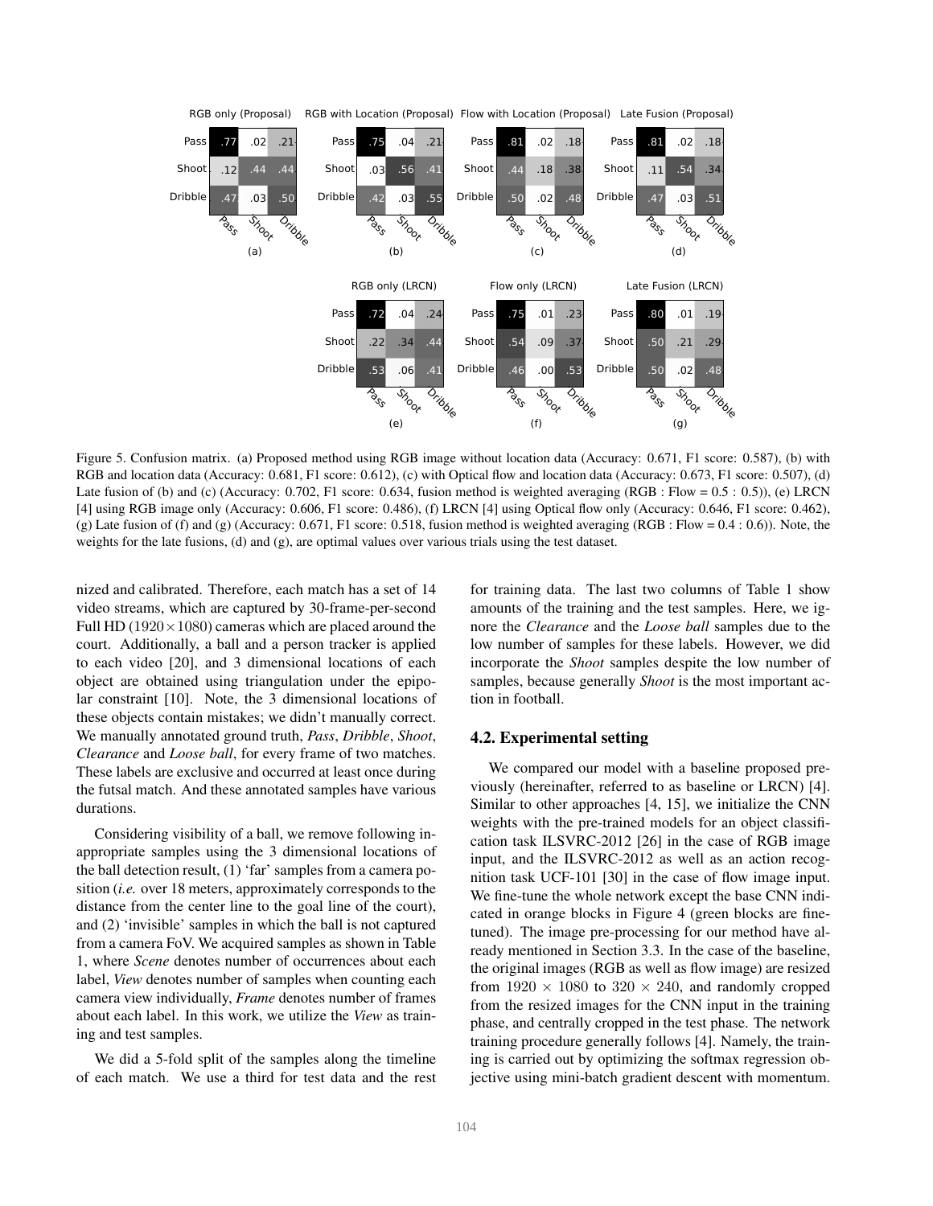**RGB only (Proposal)**

| | Pass | Shoot | Dribble |
|---|---|---|---|
| Pass | .77 | .02 | .21 |
| Shoot | .12 | .44 | .44 |
| Dribble | .47 | .03 | .50 |

(a)

**RGB with Location (Proposal)**

| | Pass | Shoot | Dribble |
|---|---|---|---|
| Pass | .75 | .04 | .21 |
| Shoot | .03 | .56 | .41 |
| Dribble | .42 | .03 | .55 |

(b)

**Flow with Location (Proposal)**

| | Pass | Shoot | Dribble |
|---|---|---|---|
| Pass | .81 | .02 | .18 |
| Shoot | .44 | .18 | .38 |
| Dribble | .50 | .02 | .48 |

(c)

**Late Fusion (Proposal)**

| | Pass | Shoot | Dribble |
|---|---|---|---|
| Pass | .81 | .02 | .18 |
| Shoot | .11 | .54 | .34 |
| Dribble | .47 | .03 | .51 |

(d)

**RGB only (LRCN)**

| | Pass | Shoot | Dribble |
|---|---|---|---|
| Pass | .72 | .04 | .24 |
| Shoot | .22 | .34 | .44 |
| Dribble | .53 | .06 | .41 |

(e)

**Flow only (LRCN)**

| | Pass | Shoot | Dribble |
|---|---|---|---|
| Pass | .75 | .01 | .23 |
| Shoot | .54 | .09 | .37 |
| Dribble | .46 | .00 | .53 |

(f)

**Late Fusion (LRCN)**

| | Pass | Shoot | Dribble |
|---|---|---|---|
| Pass | .80 | .01 | .19 |
| Shoot | .50 | .21 | .29 |
| Dribble | .50 | .02 | .48 |

(g)

Figure 5. Confusion matrix. (a) Proposed method using RGB image without location data (Accuracy: 0.671, F1 score: 0.587), (b) with RGB and location data (Accuracy: 0.681, F1 score: 0.612), (c) with Optical flow and location data (Accuracy: 0.673, F1 score: 0.507), (d) Late fusion of (b) and (c) (Accuracy: 0.702, F1 score: 0.634, fusion method is weighted averaging (RGB : Flow = 0.5 : 0.5)), (e) LRCN [4] using RGB image only (Accuracy: 0.606, F1 score: 0.486), (f) LRCN [4] using Optical flow only (Accuracy: 0.646, F1 score: 0.462), (g) Late fusion of (f) and (g) (Accuracy: 0.671, F1 score: 0.518, fusion method is weighted averaging (RGB : Flow = 0.4 : 0.6)). Note, the weights for the late fusions, (d) and (g), are optimal values over various trials using the test dataset.

nized and calibrated. Therefore, each match has a set of 14 video streams, which are captured by 30-frame-per-second Full HD ($1920 \times 1080$) cameras which are placed around the court. Additionally, a ball and a person tracker is applied to each video [20], and 3 dimensional locations of each object are obtained using triangulation under the epipolar constraint [10]. Note, the 3 dimensional locations of these objects contain mistakes; we didn't manually correct. We manually annotated ground truth, *Pass*, *Dribble*, *Shoot*, *Clearance* and *Loose ball*, for every frame of two matches. These labels are exclusive and occurred at least once during the futsal match. And these annotated samples have various durations.

Considering visibility of a ball, we remove following inappropriate samples using the 3 dimensional locations of the ball detection result, (1) 'far' samples from a camera position (*i.e.* over 18 meters, approximately corresponds to the distance from the center line to the goal line of the court), and (2) 'invisible' samples in which the ball is not captured from a camera FoV. We acquired samples as shown in Table 1, where *Scene* denotes number of occurrences about each label, *View* denotes number of samples when counting each camera view individually, *Frame* denotes number of frames about each label. In this work, we utilize the *View* as training and test samples.

We did a 5-fold split of the samples along the timeline of each match. We use a third for test data and the rest for training data. The last two columns of Table 1 show amounts of the training and the test samples. Here, we ignore the *Clearance* and the *Loose ball* samples due to the low number of samples for these labels. However, we did incorporate the *Shoot* samples despite the low number of samples, because generally *Shoot* is the most important action in football.

## 4.2. Experimental setting

We compared our model with a baseline proposed previously (hereinafter, referred to as baseline or LRCN) [4]. Similar to other approaches [4, 15], we initialize the CNN weights with the pre-trained models for an object classification task ILSVRC-2012 [26] in the case of RGB image input, and the ILSVRC-2012 as well as an action recognition task UCF-101 [30] in the case of flow image input. We fine-tune the whole network except the base CNN indicated in orange blocks in Figure 4 (green blocks are fine-tuned). The image pre-processing for our method have already mentioned in Section 3.3. In the case of the baseline, the original images (RGB as well as flow image) are resized from $1920 \times 1080$ to $320 \times 240$, and randomly cropped from the resized images for the CNN input in the training phase, and centrally cropped in the test phase. The network training procedure generally follows [4]. Namely, the training is carried out by optimizing the softmax regression objective using mini-batch gradient descent with momentum.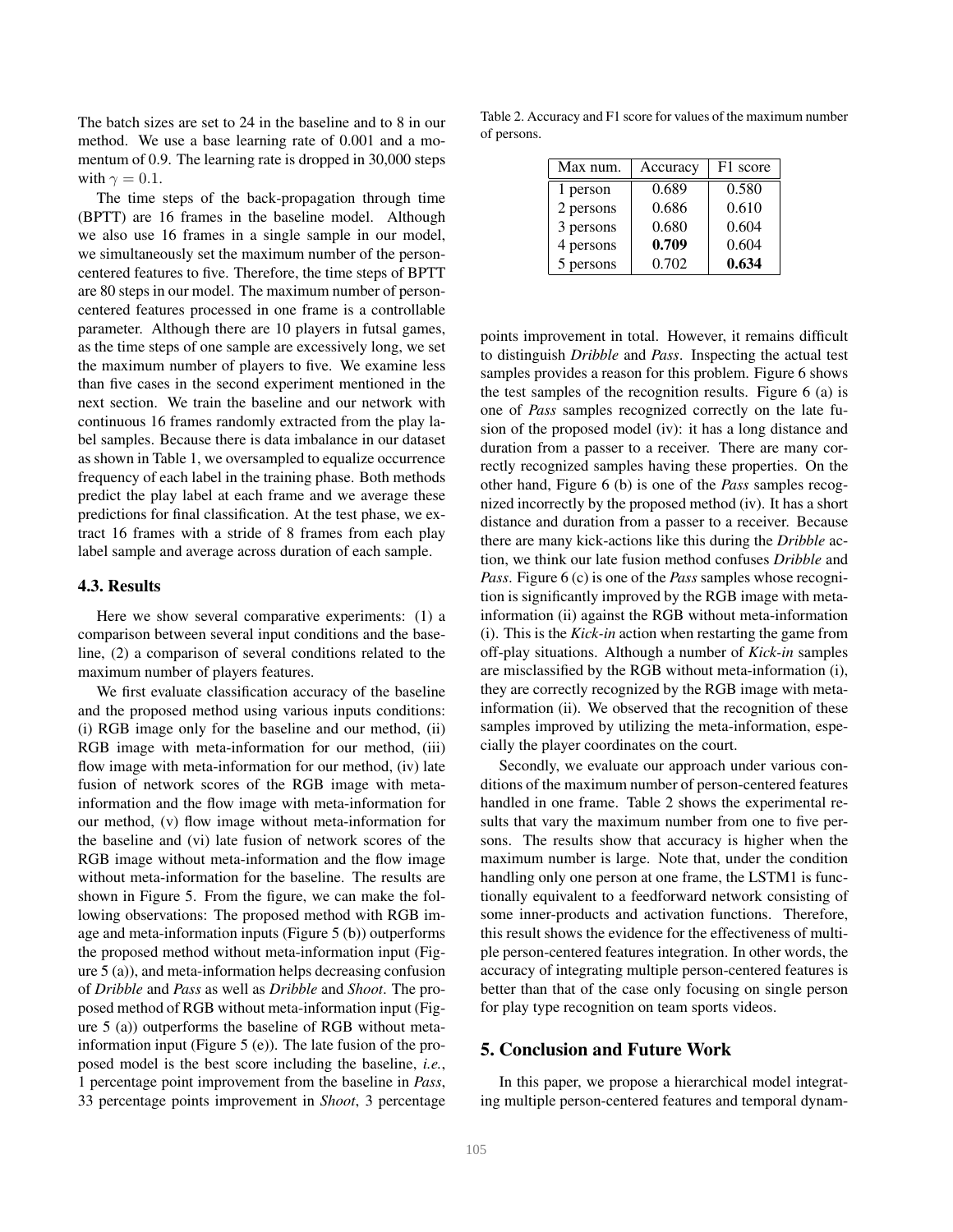The batch sizes are set to 24 in the baseline and to 8 in our method. We use a base learning rate of 0.001 and a momentum of 0.9. The learning rate is dropped in 30,000 steps with $\gamma = 0.1$.

The time steps of the back-propagation through time (BPTT) are 16 frames in the baseline model. Although we also use 16 frames in a single sample in our model, we simultaneously set the maximum number of the person-centered features to five. Therefore, the time steps of BPTT are 80 steps in our model. The maximum number of person-centered features processed in one frame is a controllable parameter. Although there are 10 players in futsal games, as the time steps of one sample are excessively long, we set the maximum number of players to five. We examine less than five cases in the second experiment mentioned in the next section. We train the baseline and our network with continuous 16 frames randomly extracted from the play label samples. Because there is data imbalance in our dataset as shown in Table 1, we oversampled to equalize occurrence frequency of each label in the training phase. Both methods predict the play label at each frame and we average these predictions for final classification. At the test phase, we extract 16 frames with a stride of 8 frames from each play label sample and average across duration of each sample.

### 4.3. Results

Here we show several comparative experiments: (1) a comparison between several input conditions and the baseline, (2) a comparison of several conditions related to the maximum number of players features.

We first evaluate classification accuracy of the baseline and the proposed method using various inputs conditions: (i) RGB image only for the baseline and our method, (ii) RGB image with meta-information for our method, (iii) flow image with meta-information for our method, (iv) late fusion of network scores of the RGB image with meta-information and the flow image with meta-information for our method, (v) flow image without meta-information for the baseline and (vi) late fusion of network scores of the RGB image without meta-information and the flow image without meta-information for the baseline. The results are shown in Figure 5. From the figure, we can make the following observations: The proposed method with RGB image and meta-information inputs (Figure 5 (b)) outperforms the proposed method without meta-information input (Figure 5 (a)), and meta-information helps decreasing confusion of *Dribble* and *Pass* as well as *Dribble* and *Shoot*. The proposed method of RGB without meta-information input (Figure 5 (a)) outperforms the baseline of RGB without meta-information input (Figure 5 (e)). The late fusion of the proposed model is the best score including the baseline, *i.e.*, 1 percentage point improvement from the baseline in *Pass*, 33 percentage points improvement in *Shoot*, 3 percentage points improvement in total. However, it remains difficult to distinguish *Dribble* and *Pass*. Inspecting the actual test samples provides a reason for this problem. Figure 6 shows the test samples of the recognition results. Figure 6 (a) is one of *Pass* samples recognized correctly on the late fusion of the proposed model (iv): it has a long distance and duration from a passer to a receiver. There are many correctly recognized samples having these properties. On the other hand, Figure 6 (b) is one of the *Pass* samples recognized incorrectly by the proposed method (iv). It has a short distance and duration from a passer to a receiver. Because there are many kick-actions like this during the *Dribble* action, we think our late fusion method confuses *Dribble* and *Pass*. Figure 6 (c) is one of the *Pass* samples whose recognition is significantly improved by the RGB image with meta-information (ii) against the RGB without meta-information (i). This is the *Kick-in* action when restarting the game from off-play situations. Although a number of *Kick-in* samples are misclassified by the RGB without meta-information (i), they are correctly recognized by the RGB image with meta-information (ii). We observed that the recognition of these samples improved by utilizing the meta-information, especially the player coordinates on the court.

Table 2. Accuracy and F1 score for values of the maximum number of persons.

| Max num. | Accuracy | F1 score |
|---|---|---|
| 1 person | 0.689 | 0.580 |
| 2 persons | 0.686 | 0.610 |
| 3 persons | 0.680 | 0.604 |
| 4 persons | **0.709** | 0.604 |
| 5 persons | 0.702 | **0.634** |

Secondly, we evaluate our approach under various conditions of the maximum number of person-centered features handled in one frame. Table 2 shows the experimental results that vary the maximum number from one to five persons. The results show that accuracy is higher when the maximum number is large. Note that, under the condition handling only one person at one frame, the LSTM1 is functionally equivalent to a feedforward network consisting of some inner-products and activation functions. Therefore, this result shows the evidence for the effectiveness of multiple person-centered features integration. In other words, the accuracy of integrating multiple person-centered features is better than that of the case only focusing on single person for play type recognition on team sports videos.

## 5. Conclusion and Future Work

In this paper, we propose a hierarchical model integrating multiple person-centered features and temporal dynam-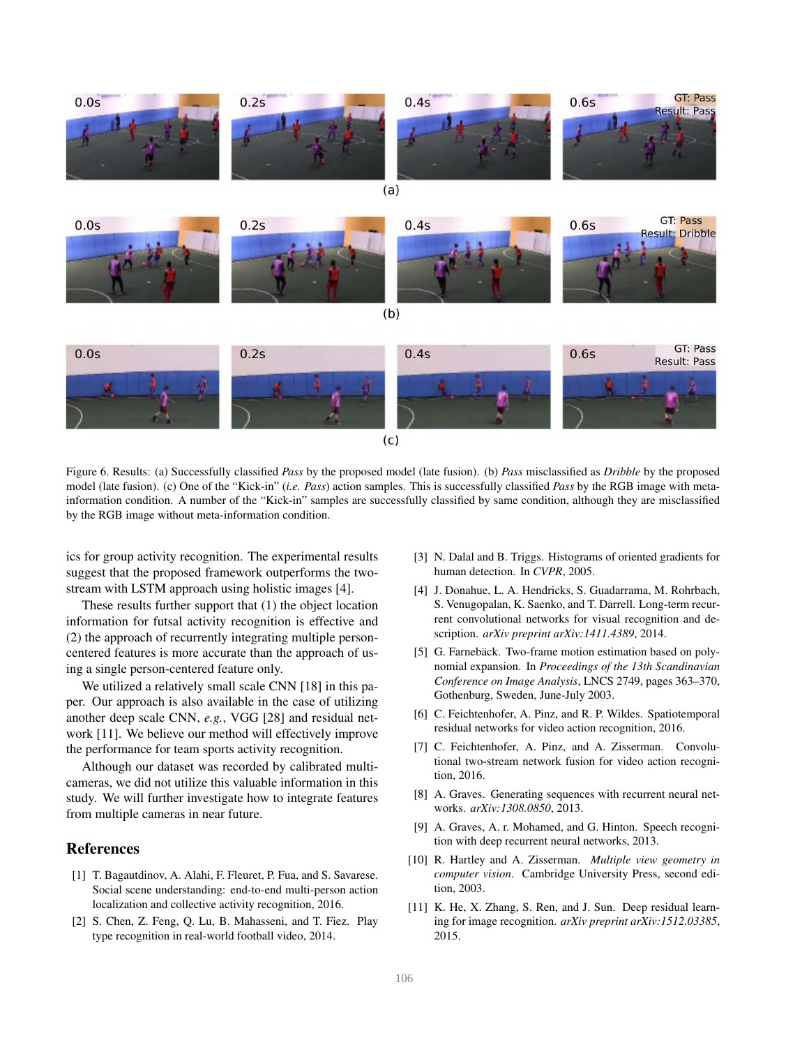Figure 6. Results: (a) Successfully classified *Pass* by the proposed model (late fusion). (b) *Pass* misclassified as *Dribble* by the proposed model (late fusion). (c) One of the "Kick-in" (*i.e. Pass*) action samples. This is successfully classified *Pass* by the RGB image with meta-information condition. A number of the "Kick-in" samples are successfully classified by same condition, although they are misclassified by the RGB image without meta-information condition.

ics for group activity recognition. The experimental results suggest that the proposed framework outperforms the two-stream with LSTM approach using holistic images [4].

These results further support that (1) the object location information for futsal activity recognition is effective and (2) the approach of recurrently integrating multiple person-centered features is more accurate than the approach of using a single person-centered feature only.

We utilized a relatively small scale CNN [18] in this paper. Our approach is also available in the case of utilizing another deep scale CNN, *e.g.*, VGG [28] and residual network [11]. We believe our method will effectively improve the performance for team sports activity recognition.

Although our dataset was recorded by calibrated multi-cameras, we did not utilize this valuable information in this study. We will further investigate how to integrate features from multiple cameras in near future.

## References

[1] T. Bagautdinov, A. Alahi, F. Fleuret, P. Fua, and S. Savarese. Social scene understanding: end-to-end multi-person action localization and collective activity recognition, 2016.

[2] S. Chen, Z. Feng, Q. Lu, B. Mahasseni, and T. Fiez. Play type recognition in real-world football video, 2014.

[3] N. Dalal and B. Triggs. Histograms of oriented gradients for human detection. In *CVPR*, 2005.

[4] J. Donahue, L. A. Hendricks, S. Guadarrama, M. Rohrbach, S. Venugopalan, K. Saenko, and T. Darrell. Long-term recurrent convolutional networks for visual recognition and description. *arXiv preprint arXiv:1411.4389*, 2014.

[5] G. Farnebäck. Two-frame motion estimation based on polynomial expansion. In *Proceedings of the 13th Scandinavian Conference on Image Analysis*, LNCS 2749, pages 363–370, Gothenburg, Sweden, June-July 2003.

[6] C. Feichtenhofer, A. Pinz, and R. P. Wildes. Spatiotemporal residual networks for video action recognition, 2016.

[7] C. Feichtenhofer, A. Pinz, and A. Zisserman. Convolutional two-stream network fusion for video action recognition, 2016.

[8] A. Graves. Generating sequences with recurrent neural networks. *arXiv:1308.0850*, 2013.

[9] A. Graves, A. r. Mohamed, and G. Hinton. Speech recognition with deep recurrent neural networks, 2013.

[10] R. Hartley and A. Zisserman. *Multiple view geometry in computer vision*. Cambridge University Press, second edition, 2003.

[11] K. He, X. Zhang, S. Ren, and J. Sun. Deep residual learning for image recognition. *arXiv preprint arXiv:1512.03385*, 2015.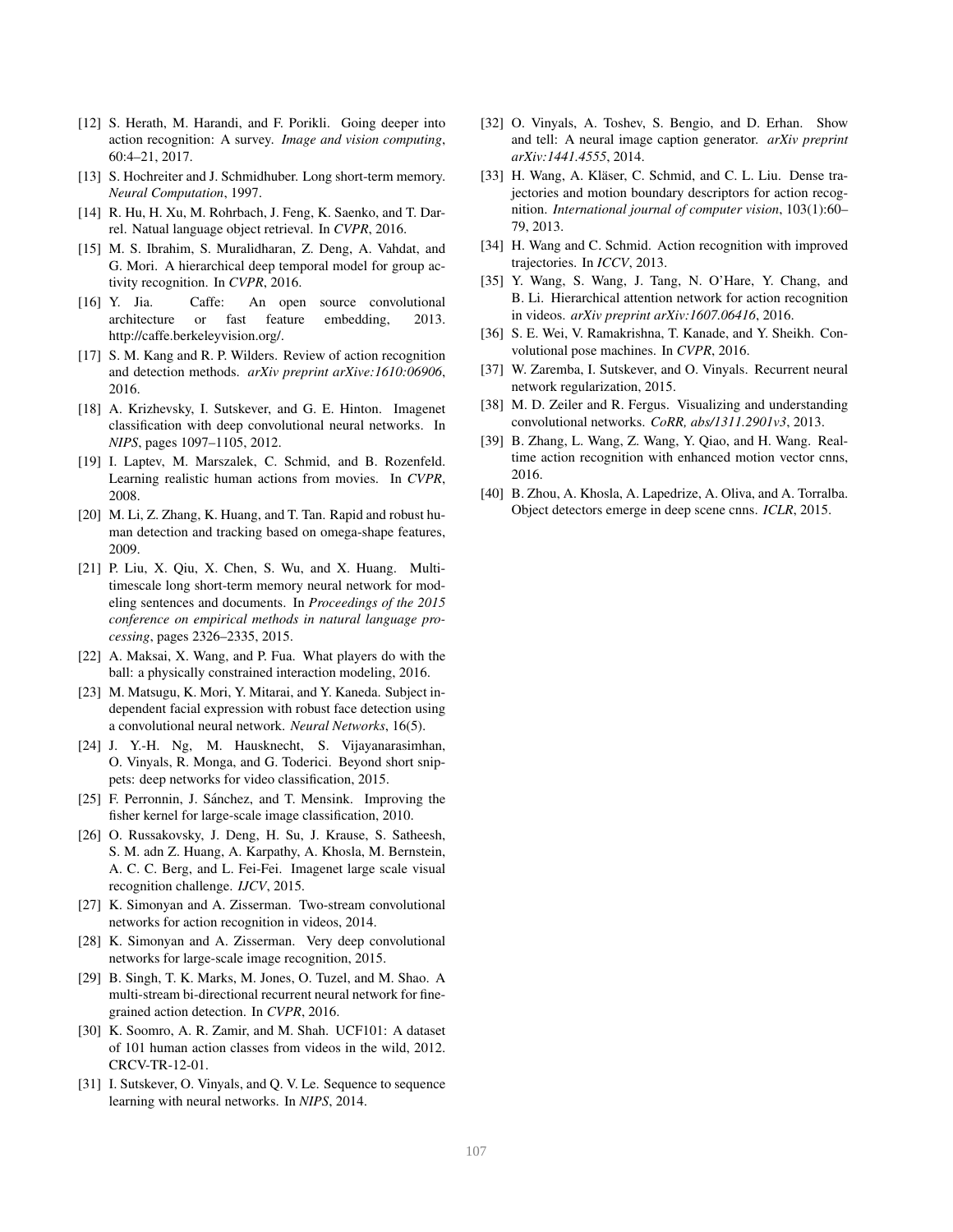[12] S. Herath, M. Harandi, and F. Porikli. Going deeper into action recognition: A survey. *Image and vision computing*, 60:4–21, 2017.

[13] S. Hochreiter and J. Schmidhuber. Long short-term memory. *Neural Computation*, 1997.

[14] R. Hu, H. Xu, M. Rohrbach, J. Feng, K. Saenko, and T. Darrel. Natual language object retrieval. In *CVPR*, 2016.

[15] M. S. Ibrahim, S. Muralidharan, Z. Deng, A. Vahdat, and G. Mori. A hierarchical deep temporal model for group activity recognition. In *CVPR*, 2016.

[16] Y. Jia. Caffe: An open source convolutional architecture or fast feature embedding, 2013. http://caffe.berkeleyvision.org/.

[17] S. M. Kang and R. P. Wilders. Review of action recognition and detection methods. *arXiv preprint arXive:1610:06906*, 2016.

[18] A. Krizhevsky, I. Sutskever, and G. E. Hinton. Imagenet classification with deep convolutional neural networks. In *NIPS*, pages 1097–1105, 2012.

[19] I. Laptev, M. Marszalek, C. Schmid, and B. Rozenfeld. Learning realistic human actions from movies. In *CVPR*, 2008.

[20] M. Li, Z. Zhang, K. Huang, and T. Tan. Rapid and robust human detection and tracking based on omega-shape features, 2009.

[21] P. Liu, X. Qiu, X. Chen, S. Wu, and X. Huang. Multi-timescale long short-term memory neural network for modeling sentences and documents. In *Proceedings of the 2015 conference on empirical methods in natural language processing*, pages 2326–2335, 2015.

[22] A. Maksai, X. Wang, and P. Fua. What players do with the ball: a physically constrained interaction modeling, 2016.

[23] M. Matsugu, K. Mori, Y. Mitarai, and Y. Kaneda. Subject independent facial expression with robust face detection using a convolutional neural network. *Neural Networks*, 16(5).

[24] J. Y.-H. Ng, M. Hausknecht, S. Vijayanarasimhan, O. Vinyals, R. Monga, and G. Toderici. Beyond short snippets: deep networks for video classification, 2015.

[25] F. Perronnin, J. Sánchez, and T. Mensink. Improving the fisher kernel for large-scale image classification, 2010.

[26] O. Russakovsky, J. Deng, H. Su, J. Krause, S. Satheesh, S. M. adn Z. Huang, A. Karpathy, A. Khosla, M. Bernstein, A. C. C. Berg, and L. Fei-Fei. Imagenet large scale visual recognition challenge. *IJCV*, 2015.

[27] K. Simonyan and A. Zisserman. Two-stream convolutional networks for action recognition in videos, 2014.

[28] K. Simonyan and A. Zisserman. Very deep convolutional networks for large-scale image recognition, 2015.

[29] B. Singh, T. K. Marks, M. Jones, O. Tuzel, and M. Shao. A multi-stream bi-directional recurrent neural network for fine-grained action detection. In *CVPR*, 2016.

[30] K. Soomro, A. R. Zamir, and M. Shah. UCF101: A dataset of 101 human action classes from videos in the wild, 2012. CRCV-TR-12-01.

[31] I. Sutskever, O. Vinyals, and Q. V. Le. Sequence to sequence learning with neural networks. In *NIPS*, 2014.

[32] O. Vinyals, A. Toshev, S. Bengio, and D. Erhan. Show and tell: A neural image caption generator. *arXiv preprint arXiv:1441.4555*, 2014.

[33] H. Wang, A. Kläser, C. Schmid, and C. L. Liu. Dense trajectories and motion boundary descriptors for action recognition. *International journal of computer vision*, 103(1):60–79, 2013.

[34] H. Wang and C. Schmid. Action recognition with improved trajectories. In *ICCV*, 2013.

[35] Y. Wang, S. Wang, J. Tang, N. O'Hare, Y. Chang, and B. Li. Hierarchical attention network for action recognition in videos. *arXiv preprint arXiv:1607.06416*, 2016.

[36] S. E. Wei, V. Ramakrishna, T. Kanade, and Y. Sheikh. Convolutional pose machines. In *CVPR*, 2016.

[37] W. Zaremba, I. Sutskever, and O. Vinyals. Recurrent neural network regularization, 2015.

[38] M. D. Zeiler and R. Fergus. Visualizing and understanding convolutional networks. *CoRR, abs/1311.2901v3*, 2013.

[39] B. Zhang, L. Wang, Z. Wang, Y. Qiao, and H. Wang. Real-time action recognition with enhanced motion vector cnns, 2016.

[40] B. Zhou, A. Khosla, A. Lapedrize, A. Oliva, and A. Torralba. Object detectors emerge in deep scene cnns. *ICLR*, 2015.